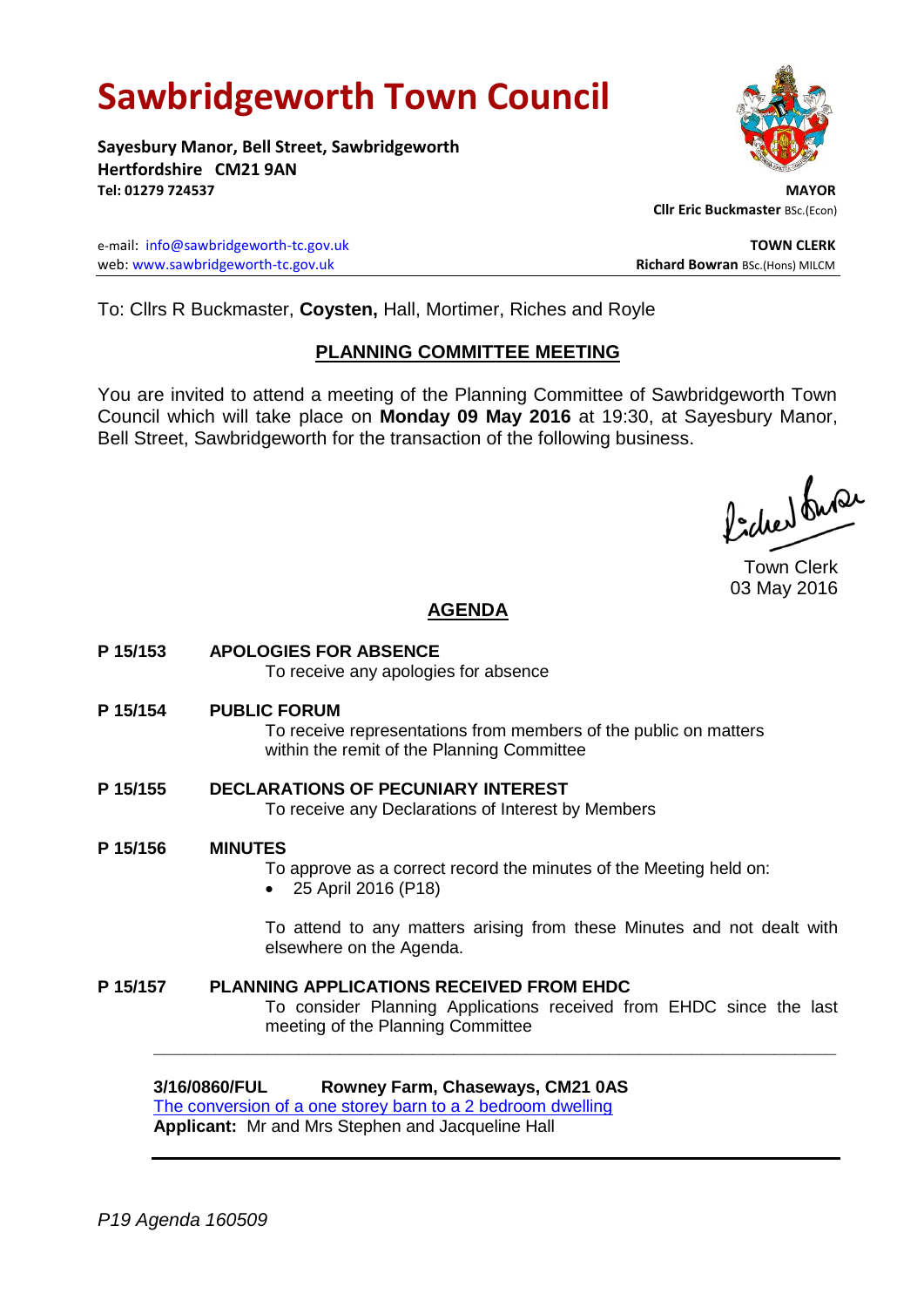# Sawbridgeworth Town Council

**Sayesbury Manor, Bell Street, Sawbridgeworth**
**Hertfordshire CM21 9AN**
**Tel: 01279 724537**

**MAYOR**
**Cllr Eric Buckmaster** BSc.(Econ)

e-mail: info@sawbridgeworth-tc.gov.uk
web: www.sawbridgeworth-tc.gov.uk

**TOWN CLERK**
**Richard Bowran** BSc.(Hons) MILCM

To: Cllrs R Buckmaster, **Coysten,** Hall, Mortimer, Riches and Royle

## PLANNING COMMITTEE MEETING

You are invited to attend a meeting of the Planning Committee of Sawbridgeworth Town Council which will take place on **Monday 09 May 2016** at 19:30, at Sayesbury Manor, Bell Street, Sawbridgeworth for the transaction of the following business.

Town Clerk
03 May 2016

## AGENDA

**P 15/153 APOLOGIES FOR ABSENCE**
To receive any apologies for absence

**P 15/154 PUBLIC FORUM**
To receive representations from members of the public on matters within the remit of the Planning Committee

**P 15/155 DECLARATIONS OF PECUNIARY INTEREST**
To receive any Declarations of Interest by Members

**P 15/156 MINUTES**
To approve as a correct record the minutes of the Meeting held on:

- 25 April 2016 (P18)

To attend to any matters arising from these Minutes and not dealt with elsewhere on the Agenda.

**P 15/157 PLANNING APPLICATIONS RECEIVED FROM EHDC**
To consider Planning Applications received from EHDC since the last meeting of the Planning Committee

---

**3/16/0860/FUL Rowney Farm, Chaseways, CM21 0AS**
The conversion of a one storey barn to a 2 bedroom dwelling
**Applicant:** Mr and Mrs Stephen and Jacqueline Hall

---

*P19 Agenda 160509*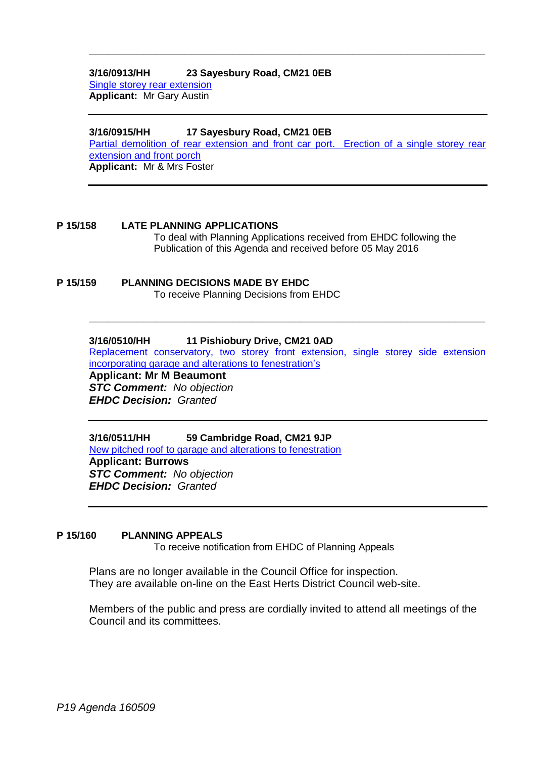---

**3/16/0913/HH 23 Sayesbury Road, CM21 0EB**
Single storey rear extension
**Applicant:** Mr Gary Austin

---

**3/16/0915/HH 17 Sayesbury Road, CM21 0EB**
Partial demolition of rear extension and front car port. Erection of a single storey rear extension and front porch
**Applicant:** Mr & Mrs Foster

---

**P 15/158 LATE PLANNING APPLICATIONS**

To deal with Planning Applications received from EHDC following the Publication of this Agenda and received before 05 May 2016

**P 15/159 PLANNING DECISIONS MADE BY EHDC**

To receive Planning Decisions from EHDC

---

**3/16/0510/HH 11 Pishiobury Drive, CM21 0AD**
Replacement conservatory, two storey front extension, single storey side extension incorporating garage and alterations to fenestration's
**Applicant: Mr M Beaumont**
***STC Comment:*** *No objection*
***EHDC Decision:*** *Granted*

---

**3/16/0511/HH 59 Cambridge Road, CM21 9JP**
New pitched roof to garage and alterations to fenestration
**Applicant: Burrows**
***STC Comment:*** *No objection*
***EHDC Decision:*** *Granted*

---

**P 15/160 PLANNING APPEALS**

To receive notification from EHDC of Planning Appeals

Plans are no longer available in the Council Office for inspection.
They are available on-line on the East Herts District Council web-site.

Members of the public and press are cordially invited to attend all meetings of the Council and its committees.

*P19 Agenda 160509*